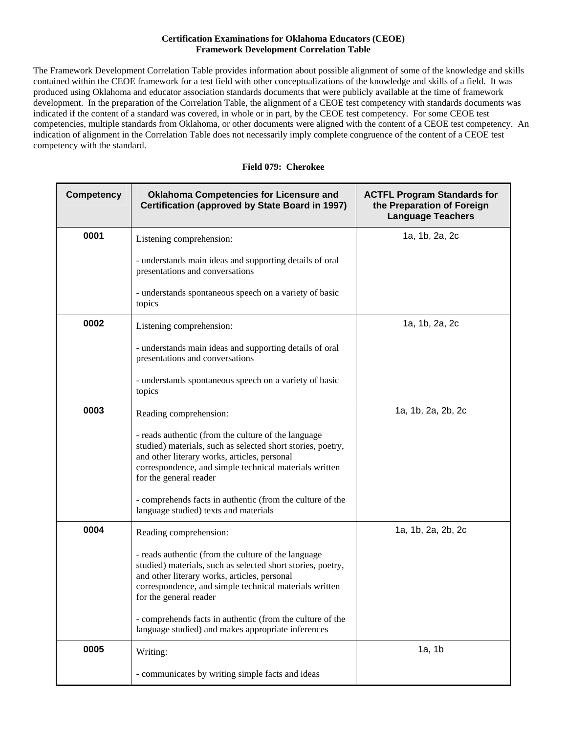**Certification Examinations for Oklahoma Educators (CEOE)**
**Framework Development Correlation Table**

The Framework Development Correlation Table provides information about possible alignment of some of the knowledge and skills contained within the CEOE framework for a test field with other conceptualizations of the knowledge and skills of a field. It was produced using Oklahoma and educator association standards documents that were publicly available at the time of framework development. In the preparation of the Correlation Table, the alignment of a CEOE test competency with standards documents was indicated if the content of a standard was covered, in whole or in part, by the CEOE test competency. For some CEOE test competencies, multiple standards from Oklahoma, or other documents were aligned with the content of a CEOE test competency. An indication of alignment in the Correlation Table does not necessarily imply complete congruence of the content of a CEOE test competency with the standard.

**Field 079: Cherokee**

| Competency | Oklahoma Competencies for Licensure and Certification (approved by State Board in 1997) | ACTFL Program Standards for the Preparation of Foreign Language Teachers |
|---|---|---|
| 0001 | Listening comprehension:<br><br>- understands main ideas and supporting details of oral presentations and conversations<br><br>- understands spontaneous speech on a variety of basic topics | 1a, 1b, 2a, 2c |
| 0002 | Listening comprehension:<br><br>- understands main ideas and supporting details of oral presentations and conversations<br><br>- understands spontaneous speech on a variety of basic topics | 1a, 1b, 2a, 2c |
| 0003 | Reading comprehension:<br><br>- reads authentic (from the culture of the language studied) materials, such as selected short stories, poetry, and other literary works, articles, personal correspondence, and simple technical materials written for the general reader<br><br>- comprehends facts in authentic (from the culture of the language studied) texts and materials | 1a, 1b, 2a, 2b, 2c |
| 0004 | Reading comprehension:<br><br>- reads authentic (from the culture of the language studied) materials, such as selected short stories, poetry, and other literary works, articles, personal correspondence, and simple technical materials written for the general reader<br><br>- comprehends facts in authentic (from the culture of the language studied) and makes appropriate inferences | 1a, 1b, 2a, 2b, 2c |
| 0005 | Writing:<br><br>- communicates by writing simple facts and ideas | 1a, 1b |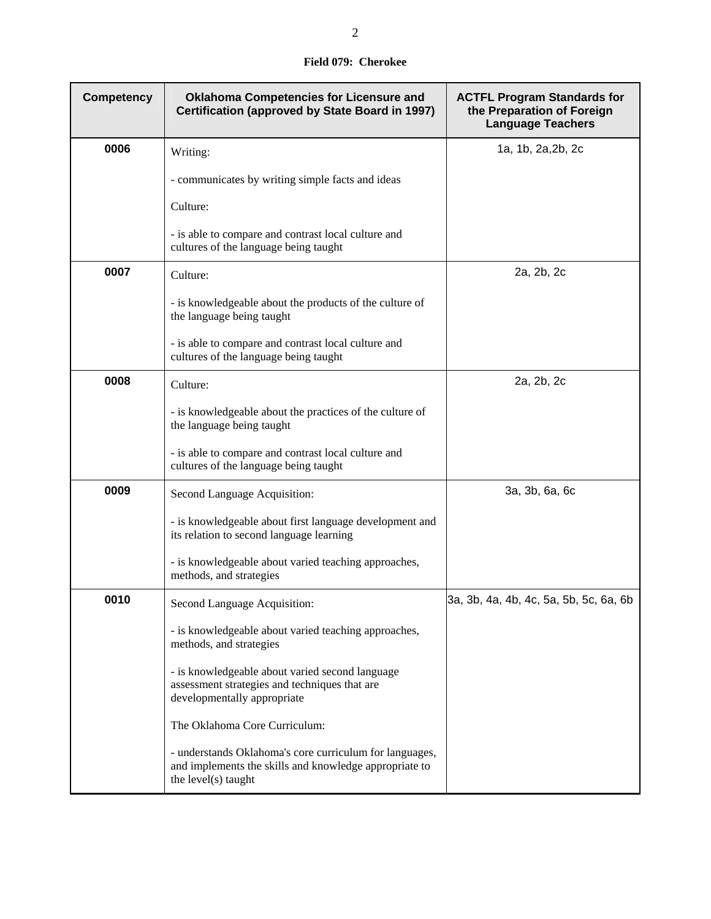**Field 079: Cherokee**

| Competency | Oklahoma Competencies for Licensure and Certification (approved by State Board in 1997) | ACTFL Program Standards for the Preparation of Foreign Language Teachers |
|---|---|---|
| 0006 | Writing:<br><br>- communicates by writing simple facts and ideas<br><br>Culture:<br><br>- is able to compare and contrast local culture and cultures of the language being taught | 1a, 1b, 2a,2b, 2c |
| 0007 | Culture:<br><br>- is knowledgeable about the products of the culture of the language being taught<br><br>- is able to compare and contrast local culture and cultures of the language being taught | 2a, 2b, 2c |
| 0008 | Culture:<br><br>- is knowledgeable about the practices of the culture of the language being taught<br><br>- is able to compare and contrast local culture and cultures of the language being taught | 2a, 2b, 2c |
| 0009 | Second Language Acquisition:<br><br>- is knowledgeable about first language development and its relation to second language learning<br><br>- is knowledgeable about varied teaching approaches, methods, and strategies | 3a, 3b, 6a, 6c |
| 0010 | Second Language Acquisition:<br><br>- is knowledgeable about varied teaching approaches, methods, and strategies<br><br>- is knowledgeable about varied second language assessment strategies and techniques that are developmentally appropriate<br><br>The Oklahoma Core Curriculum:<br><br>- understands Oklahoma's core curriculum for languages, and implements the skills and knowledge appropriate to the level(s) taught | 3a, 3b, 4a, 4b, 4c, 5a, 5b, 5c, 6a, 6b |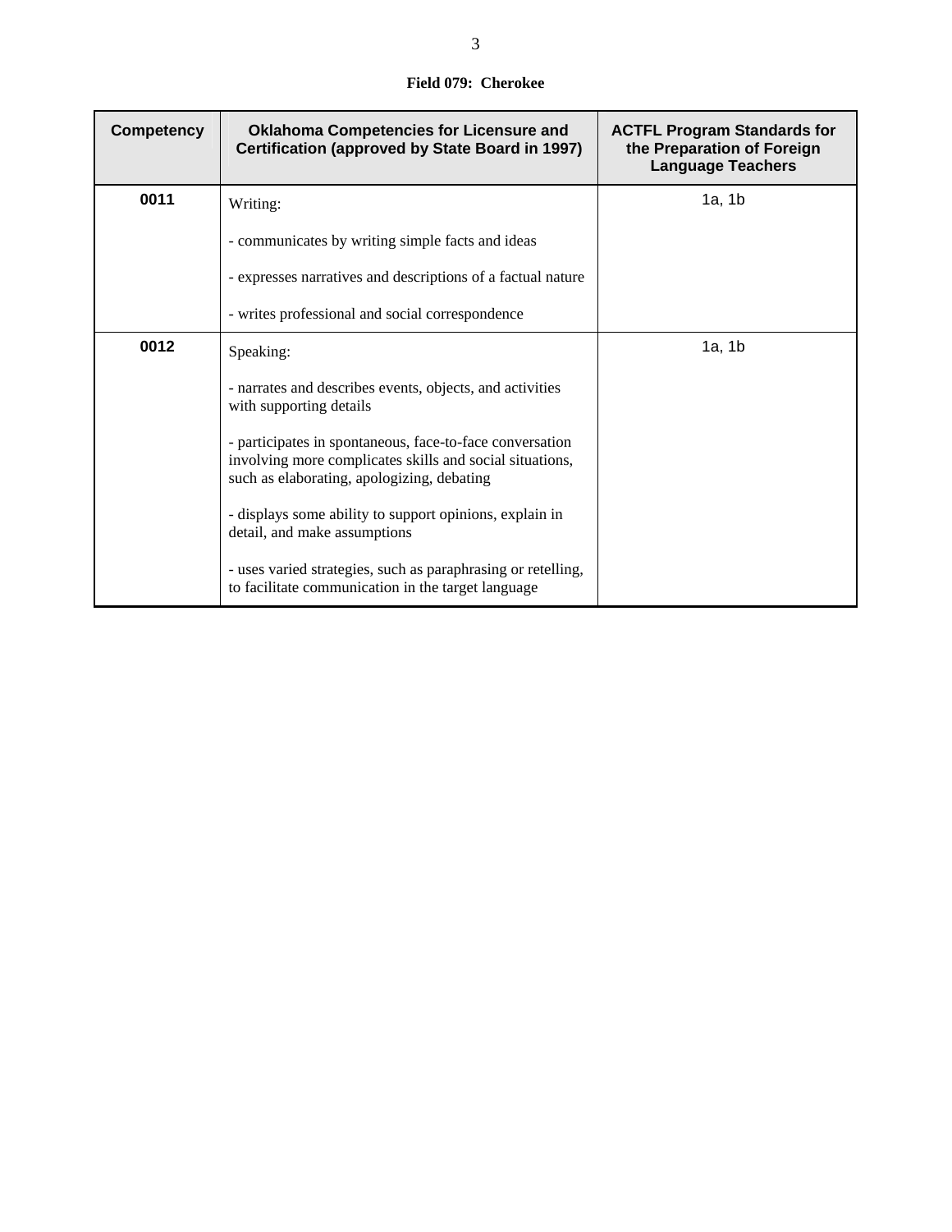**Field 079: Cherokee**

| Competency | Oklahoma Competencies for Licensure and Certification (approved by State Board in 1997) | ACTFL Program Standards for the Preparation of Foreign Language Teachers |
|---|---|---|
| 0011 | Writing:<br><br>- communicates by writing simple facts and ideas<br><br>- expresses narratives and descriptions of a factual nature<br><br>- writes professional and social correspondence | 1a, 1b |
| 0012 | Speaking:<br><br>- narrates and describes events, objects, and activities with supporting details<br><br>- participates in spontaneous, face-to-face conversation involving more complicates skills and social situations, such as elaborating, apologizing, debating<br><br>- displays some ability to support opinions, explain in detail, and make assumptions<br><br>- uses varied strategies, such as paraphrasing or retelling, to facilitate communication in the target language | 1a, 1b |